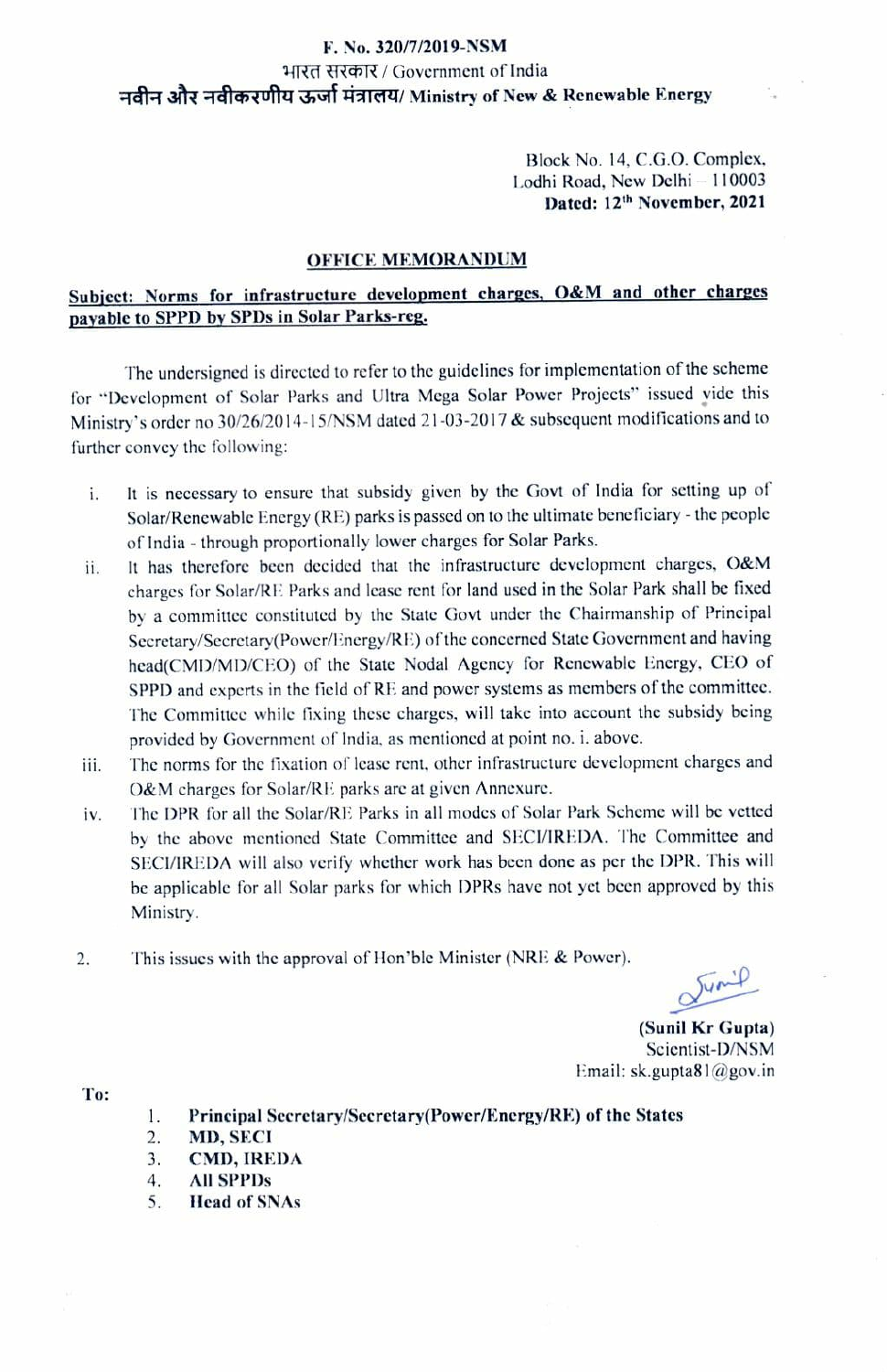**F. No. 320/7/2019-NSM**

भारत सरकार / Government of India

**नवीन और नवीकरणीय ऊर्जा मंत्रालय/ Ministry of New & Renewable Energy**

Block No. 14, C.G.O. Complex,
Lodhi Road, New Delhi – 110003
**Dated: 12th November, 2021**

**OFFICE MEMORANDUM**

**Subject: Norms for infrastructure development charges, O&M and other charges payable to SPPD by SPDs in Solar Parks-reg.**

The undersigned is directed to refer to the guidelines for implementation of the scheme for "Development of Solar Parks and Ultra Mega Solar Power Projects" issued vide this Ministry's order no 30/26/2014-15/NSM dated 21-03-2017 & subsequent modifications and to further convey the following:

i. It is necessary to ensure that subsidy given by the Govt of India for setting up of Solar/Renewable Energy (RE) parks is passed on to the ultimate beneficiary - the people of India - through proportionally lower charges for Solar Parks.

ii. It has therefore been decided that the infrastructure development charges, O&M charges for Solar/RE Parks and lease rent for land used in the Solar Park shall be fixed by a committee constituted by the State Govt under the Chairmanship of Principal Secretary/Secretary(Power/Energy/RE) of the concerned State Government and having head(CMD/MD/CEO) of the State Nodal Agency for Renewable Energy, CEO of SPPD and experts in the field of RE and power systems as members of the committee. The Committee while fixing these charges, will take into account the subsidy being provided by Government of India, as mentioned at point no. i. above.

iii. The norms for the fixation of lease rent, other infrastructure development charges and O&M charges for Solar/RE parks are at given Annexure.

iv. The DPR for all the Solar/RE Parks in all modes of Solar Park Scheme will be vetted by the above mentioned State Committee and SECI/IREDA. The Committee and SECI/IREDA will also verify whether work has been done as per the DPR. This will be applicable for all Solar parks for which DPRs have not yet been approved by this Ministry.

2. This issues with the approval of Hon'ble Minister (NRE & Power).

**(Sunil Kr Gupta)**
Scientist-D/NSM
Email: sk.gupta81@gov.in

**To:**

1. **Principal Secretary/Secretary(Power/Energy/RE) of the States**
2. **MD, SECI**
3. **CMD, IREDA**
4. **All SPPDs**
5. **Head of SNAs**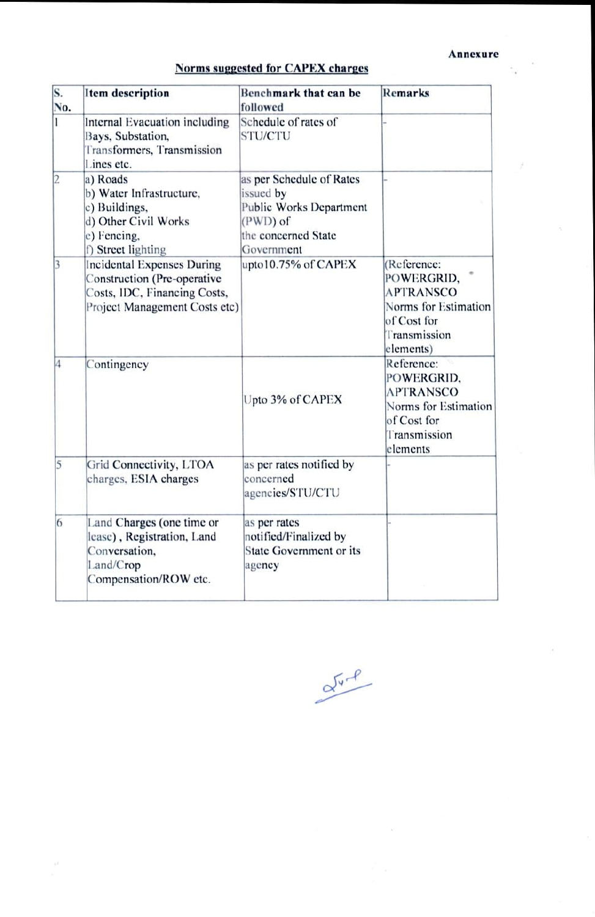**Annexure**

## Norms suggested for CAPEX charges

| S. No. | Item description | Benchmark that can be followed | Remarks |
|---|---|---|---|
| 1 | Internal Evacuation including Bays, Substation, Transformers, Transmission Lines etc. | Schedule of rates of STU/CTU | - |
| 2 | a) Roads<br>b) Water Infrastructure,<br>c) Buildings,<br>d) Other Civil Works<br>e) Fencing,<br>f) Street lighting | as per Schedule of Rates issued by Public Works Department (PWD) of the concerned State Government | - |
| 3 | Incidental Expenses During Construction (Pre-operative Costs, IDC, Financing Costs, Project Management Costs etc) | upto10.75% of CAPEX | (Reference: POWERGRID, APTRANSCO Norms for Estimation of Cost for Transmission elements) |
| 4 | Contingency | Upto 3% of CAPEX | Reference: POWERGRID, APTRANSCO Norms for Estimation of Cost for Transmission elements |
| 5 | Grid Connectivity, LTOA charges, ESIA charges | as per rates notified by concerned agencies/STU/CTU | - |
| 6 | Land Charges (one time or lease), Registration, Land Conversation, Land/Crop Compensation/ROW etc. | as per rates notified/Finalized by State Government or its agency | - |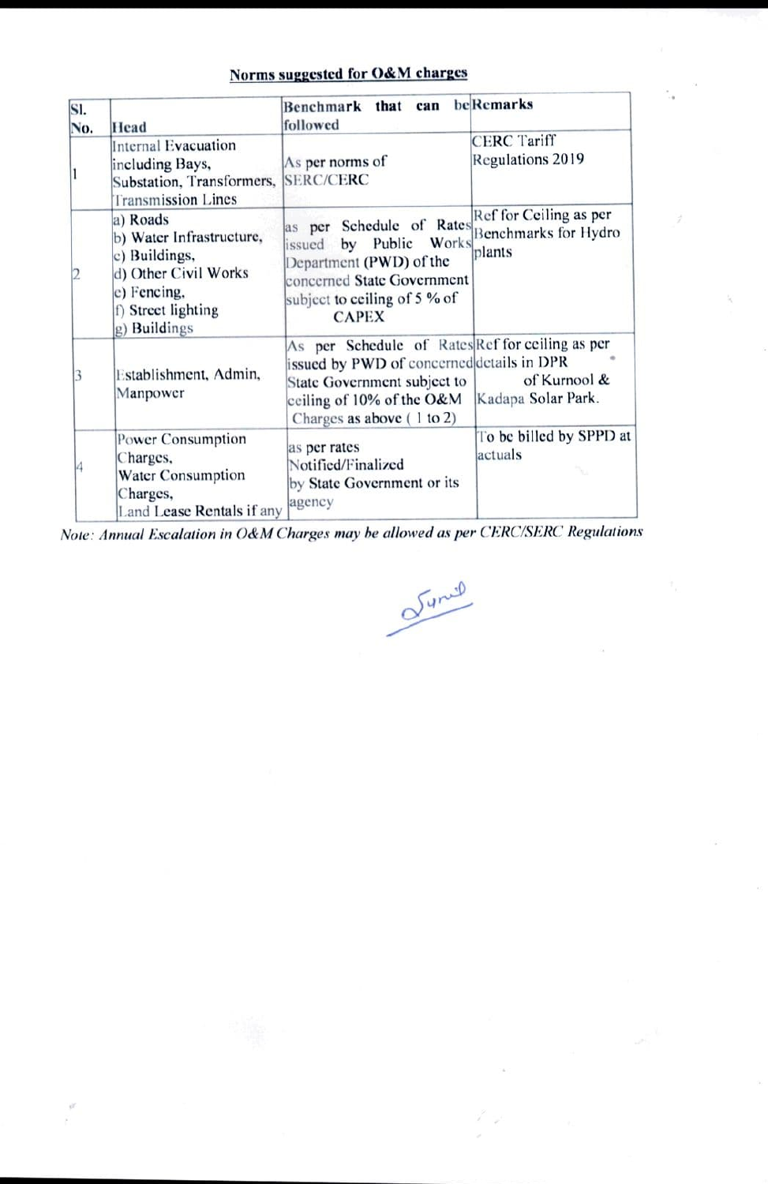**Norms suggested for O&M charges**

| Sl. No. | Head | Benchmark that can be followed | Remarks |
|---|---|---|---|
| 1 | Internal Evacuation including Bays, Substation, Transformers, Transmission Lines | As per norms of SERC/CERC | CERC Tariff Regulations 2019 |
| 2 | a) Roads<br>b) Water Infrastructure,<br>c) Buildings,<br>d) Other Civil Works<br>e) Fencing,<br>f) Street lighting<br>g) Buildings | as per Schedule of Rates issued by Public Works Department (PWD) of the concerned State Government subject to ceiling of 5 % of CAPEX | Ref for Ceiling as per Benchmarks for Hydro plants |
| 3 | Establishment, Admin, Manpower | As per Schedule of Rates issued by PWD of concerned State Government subject to ceiling of 10% of the O&M Charges as above ( 1 to 2) | Ref for ceiling as per details in DPR of Kurnool & Kadapa Solar Park. |
| 4 | Power Consumption Charges,<br>Water Consumption Charges,<br>Land Lease Rentals if any | as per rates Notified/Finalized by State Government or its agency | To be billed by SPPD at actuals |

*Note: Annual Escalation in O&M Charges may be allowed as per CERC/SERC Regulations*